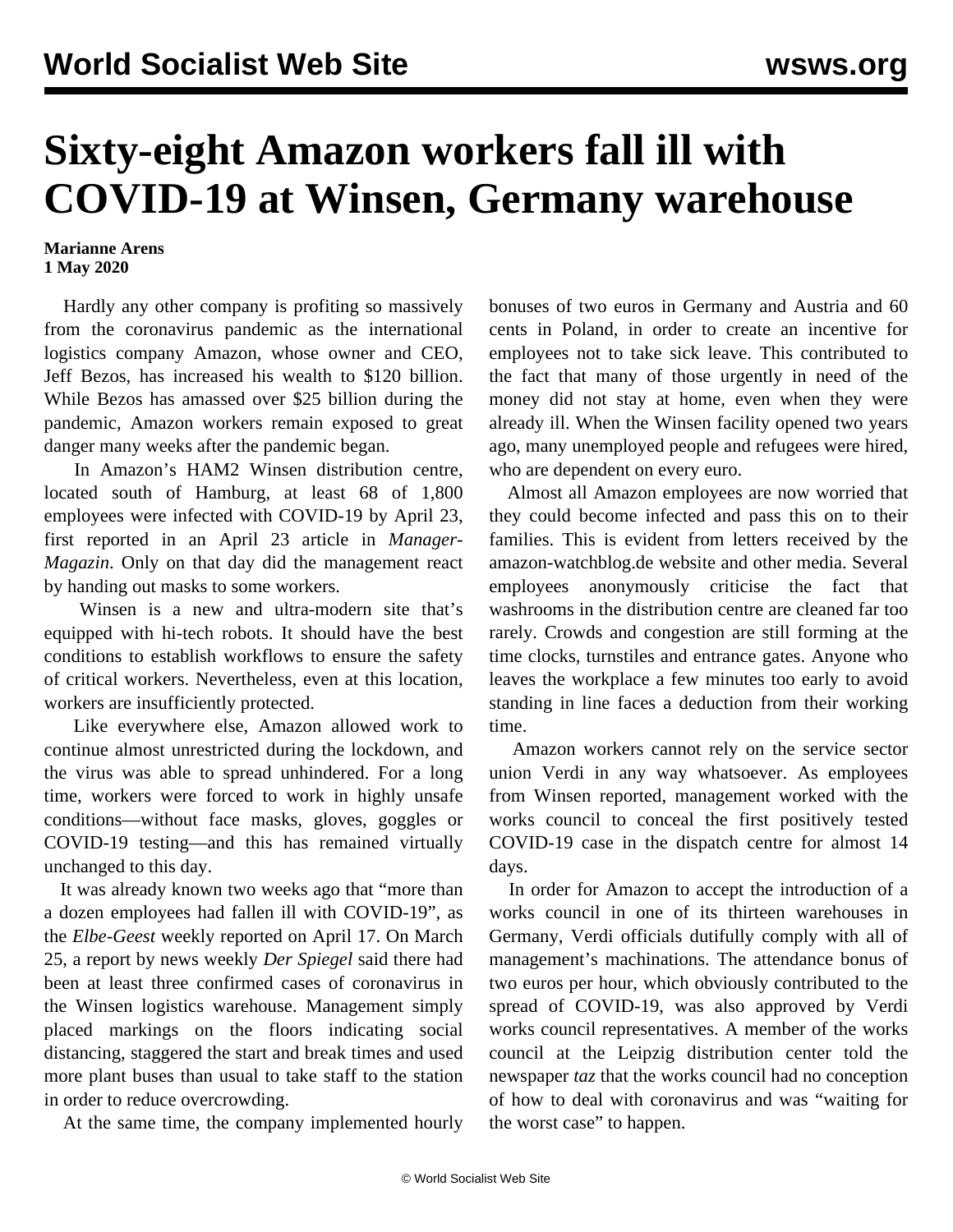# Sixty-eight Amazon workers fall ill with COVID-19 at Winsen, Germany warehouse

**Marianne Arens**
**1 May 2020**

Hardly any other company is profiting so massively from the coronavirus pandemic as the international logistics company Amazon, whose owner and CEO, Jeff Bezos, has increased his wealth to $120 billion. While Bezos has amassed over $25 billion during the pandemic, Amazon workers remain exposed to great danger many weeks after the pandemic began.

In Amazon's HAM2 Winsen distribution centre, located south of Hamburg, at least 68 of 1,800 employees were infected with COVID-19 by April 23, first reported in an April 23 article in *Manager-Magazin*. Only on that day did the management react by handing out masks to some workers.

Winsen is a new and ultra-modern site that's equipped with hi-tech robots. It should have the best conditions to establish workflows to ensure the safety of critical workers. Nevertheless, even at this location, workers are insufficiently protected.

Like everywhere else, Amazon allowed work to continue almost unrestricted during the lockdown, and the virus was able to spread unhindered. For a long time, workers were forced to work in highly unsafe conditions—without face masks, gloves, goggles or COVID-19 testing—and this has remained virtually unchanged to this day.

It was already known two weeks ago that "more than a dozen employees had fallen ill with COVID-19", as the *Elbe-Geest* weekly reported on April 17. On March 25, a report by news weekly *Der Spiegel* said there had been at least three confirmed cases of coronavirus in the Winsen logistics warehouse. Management simply placed markings on the floors indicating social distancing, staggered the start and break times and used more plant buses than usual to take staff to the station in order to reduce overcrowding.

At the same time, the company implemented hourly bonuses of two euros in Germany and Austria and 60 cents in Poland, in order to create an incentive for employees not to take sick leave. This contributed to the fact that many of those urgently in need of the money did not stay at home, even when they were already ill. When the Winsen facility opened two years ago, many unemployed people and refugees were hired, who are dependent on every euro.

Almost all Amazon employees are now worried that they could become infected and pass this on to their families. This is evident from letters received by the amazon-watchblog.de website and other media. Several employees anonymously criticise the fact that washrooms in the distribution centre are cleaned far too rarely. Crowds and congestion are still forming at the time clocks, turnstiles and entrance gates. Anyone who leaves the workplace a few minutes too early to avoid standing in line faces a deduction from their working time.

Amazon workers cannot rely on the service sector union Verdi in any way whatsoever. As employees from Winsen reported, management worked with the works council to conceal the first positively tested COVID-19 case in the dispatch centre for almost 14 days.

In order for Amazon to accept the introduction of a works council in one of its thirteen warehouses in Germany, Verdi officials dutifully comply with all of management's machinations. The attendance bonus of two euros per hour, which obviously contributed to the spread of COVID-19, was also approved by Verdi works council representatives. A member of the works council at the Leipzig distribution center told the newspaper *taz* that the works council had no conception of how to deal with coronavirus and was "waiting for the worst case" to happen.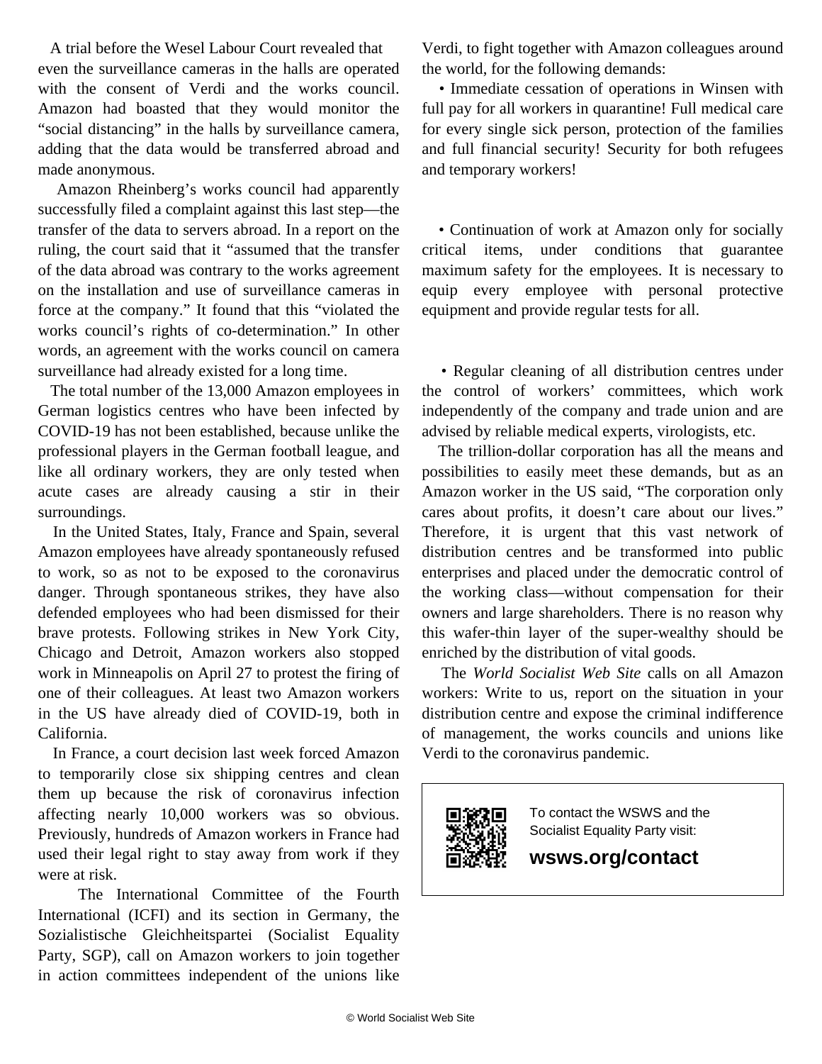A trial before the Wesel Labour Court revealed that even the surveillance cameras in the halls are operated with the consent of Verdi and the works council. Amazon had boasted that they would monitor the "social distancing" in the halls by surveillance camera, adding that the data would be transferred abroad and made anonymous.

Amazon Rheinberg's works council had apparently successfully filed a complaint against this last step—the transfer of the data to servers abroad. In a report on the ruling, the court said that it "assumed that the transfer of the data abroad was contrary to the works agreement on the installation and use of surveillance cameras in force at the company." It found that this "violated the works council's rights of co-determination." In other words, an agreement with the works council on camera surveillance had already existed for a long time.

The total number of the 13,000 Amazon employees in German logistics centres who have been infected by COVID-19 has not been established, because unlike the professional players in the German football league, and like all ordinary workers, they are only tested when acute cases are already causing a stir in their surroundings.

In the United States, Italy, France and Spain, several Amazon employees have already spontaneously refused to work, so as not to be exposed to the coronavirus danger. Through spontaneous strikes, they have also defended employees who had been dismissed for their brave protests. Following strikes in New York City, Chicago and Detroit, Amazon workers also stopped work in Minneapolis on April 27 to protest the firing of one of their colleagues. At least two Amazon workers in the US have already died of COVID-19, both in California.

In France, a court decision last week forced Amazon to temporarily close six shipping centres and clean them up because the risk of coronavirus infection affecting nearly 10,000 workers was so obvious. Previously, hundreds of Amazon workers in France had used their legal right to stay away from work if they were at risk.

The International Committee of the Fourth International (ICFI) and its section in Germany, the Sozialistische Gleichheitspartei (Socialist Equality Party, SGP), call on Amazon workers to join together in action committees independent of the unions like Verdi, to fight together with Amazon colleagues around the world, for the following demands:

• Immediate cessation of operations in Winsen with full pay for all workers in quarantine! Full medical care for every single sick person, protection of the families and full financial security! Security for both refugees and temporary workers!

• Continuation of work at Amazon only for socially critical items, under conditions that guarantee maximum safety for the employees. It is necessary to equip every employee with personal protective equipment and provide regular tests for all.

• Regular cleaning of all distribution centres under the control of workers' committees, which work independently of the company and trade union and are advised by reliable medical experts, virologists, etc.

The trillion-dollar corporation has all the means and possibilities to easily meet these demands, but as an Amazon worker in the US said, "The corporation only cares about profits, it doesn't care about our lives." Therefore, it is urgent that this vast network of distribution centres and be transformed into public enterprises and placed under the democratic control of the working class—without compensation for their owners and large shareholders. There is no reason why this wafer-thin layer of the super-wealthy should be enriched by the distribution of vital goods.

The *World Socialist Web Site* calls on all Amazon workers: Write to us, report on the situation in your distribution centre and expose the criminal indifference of management, the works councils and unions like Verdi to the coronavirus pandemic.

To contact the WSWS and the Socialist Equality Party visit:

**wsws.org/contact**